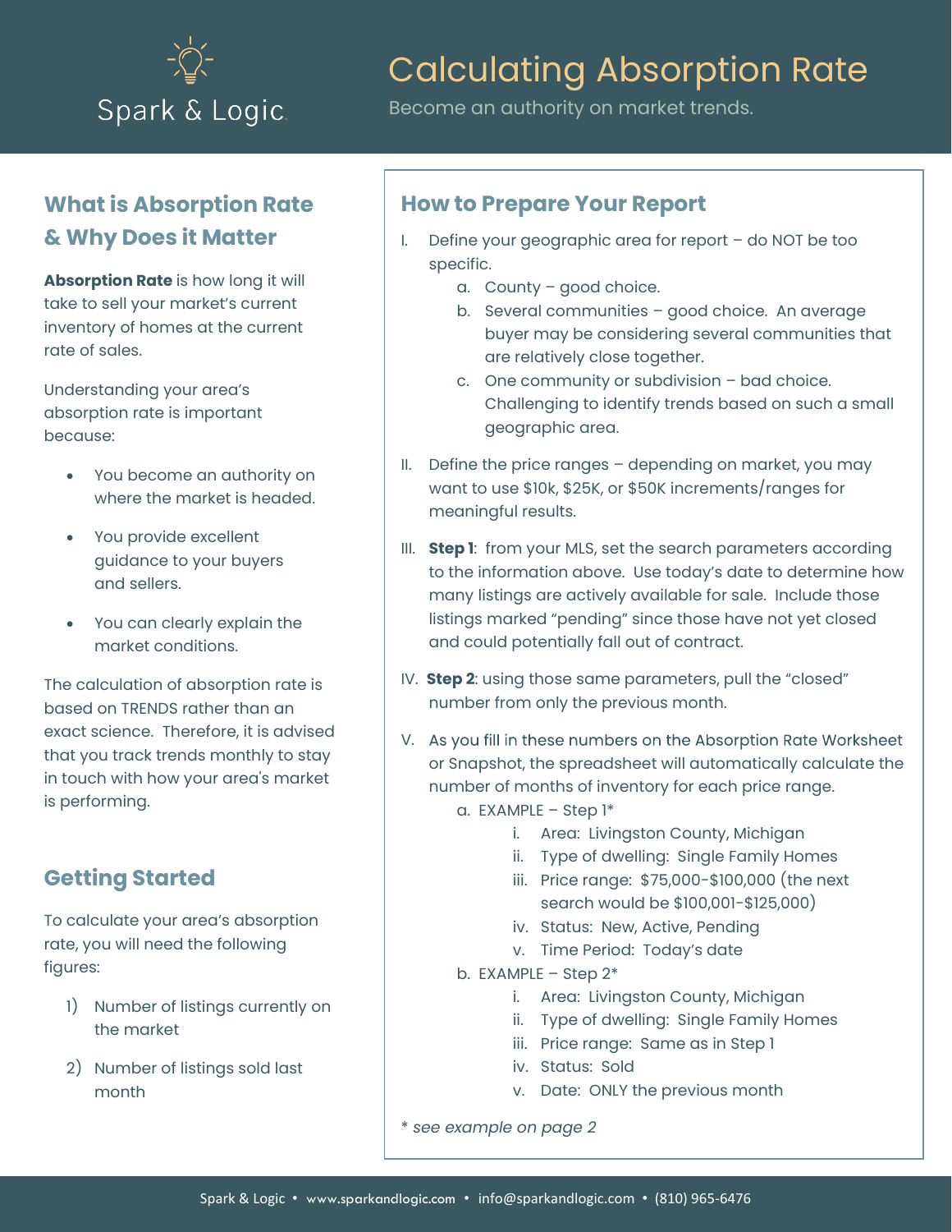Spark & Logic

# Calculating Absorption Rate

Become an authority on market trends.

## What is Absorption Rate & Why Does it Matter

**Absorption Rate** is how long it will take to sell your market's current inventory of homes at the current rate of sales.

Understanding your area's absorption rate is important because:

- You become an authority on where the market is headed.
- You provide excellent guidance to your buyers and sellers.
- You can clearly explain the market conditions.

The calculation of absorption rate is based on TRENDS rather than an exact science. Therefore, it is advised that you track trends monthly to stay in touch with how your area's market is performing.

## Getting Started

To calculate your area's absorption rate, you will need the following figures:

1) Number of listings currently on the market
2) Number of listings sold last month

## How to Prepare Your Report

I. Define your geographic area for report – do NOT be too specific.
   a. County – good choice.
   b. Several communities – good choice. An average buyer may be considering several communities that are relatively close together.
   c. One community or subdivision – bad choice. Challenging to identify trends based on such a small geographic area.

II. Define the price ranges – depending on market, you may want to use $10k, $25K, or $50K increments/ranges for meaningful results.

III. **Step 1**: from your MLS, set the search parameters according to the information above. Use today's date to determine how many listings are actively available for sale. Include those listings marked "pending" since those have not yet closed and could potentially fall out of contract.

IV. **Step 2**: using those same parameters, pull the "closed" number from only the previous month.

V. As you fill in these numbers on the Absorption Rate Worksheet or Snapshot, the spreadsheet will automatically calculate the number of months of inventory for each price range.
   a. EXAMPLE – Step 1*
      i. Area: Livingston County, Michigan
      ii. Type of dwelling: Single Family Homes
      iii. Price range: $75,000-$100,000 (the next search would be $100,001-$125,000)
      iv. Status: New, Active, Pending
      v. Time Period: Today's date
   b. EXAMPLE – Step 2*
      i. Area: Livingston County, Michigan
      ii. Type of dwelling: Single Family Homes
      iii. Price range: Same as in Step 1
      iv. Status: Sold
      v. Date: ONLY the previous month

*\* see example on page 2*

Spark & Logic • www.sparkandlogic.com • info@sparkandlogic.com • (810) 965-6476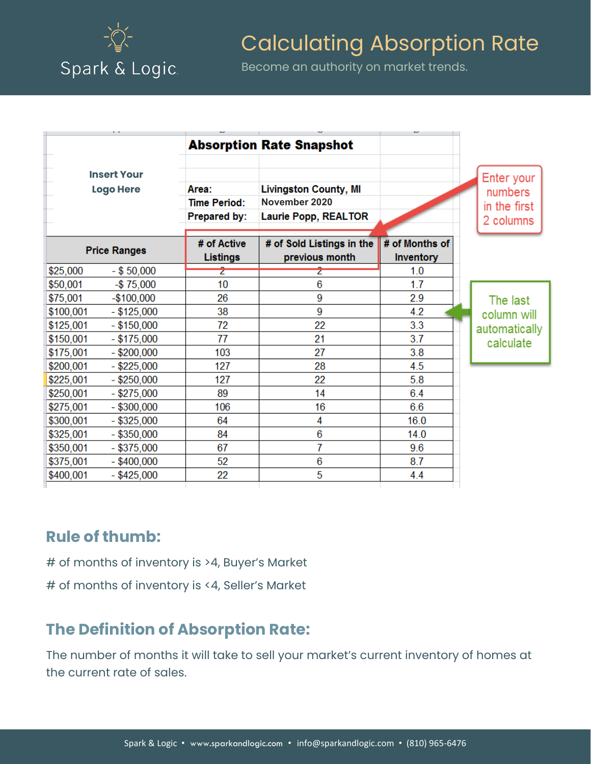Spark & Logic

# Calculating Absorption Rate

Become an authority on market trends.

**Absorption Rate Snapshot**

Insert Your Logo Here

**Area:** Livingston County, MI
**Time Period:** November 2020
**Prepared by:** Laurie Popp, REALTOR

| Price Ranges | # of Active Listings | # of Sold Listings in the previous month | # of Months of Inventory |
|---|---|---|---|
| $25,000 - $ 50,000 | 2 | 2 | 1.0 |
| $50,001 -$ 75,000 | 10 | 6 | 1.7 |
| $75,001 -$100,000 | 26 | 9 | 2.9 |
| $100,001 - $125,000 | 38 | 9 | 4.2 |
| $125,001 - $150,000 | 72 | 22 | 3.3 |
| $150,001 - $175,000 | 77 | 21 | 3.7 |
| $175,001 - $200,000 | 103 | 27 | 3.8 |
| $200,001 - $225,000 | 127 | 28 | 4.5 |
| $225,001 - $250,000 | 127 | 22 | 5.8 |
| $250,001 - $275,000 | 89 | 14 | 6.4 |
| $275,001 - $300,000 | 106 | 16 | 6.6 |
| $300,001 - $325,000 | 64 | 4 | 16.0 |
| $325,001 - $350,000 | 84 | 6 | 14.0 |
| $350,001 - $375,000 | 67 | 7 | 9.6 |
| $375,001 - $400,000 | 52 | 6 | 8.7 |
| $400,001 - $425,000 | 22 | 5 | 4.4 |

Enter your numbers in the first 2 columns

The last column will automatically calculate

## Rule of thumb:

# of months of inventory is >4, Buyer's Market

# of months of inventory is <4, Seller's Market

## The Definition of Absorption Rate:

The number of months it will take to sell your market's current inventory of homes at the current rate of sales.